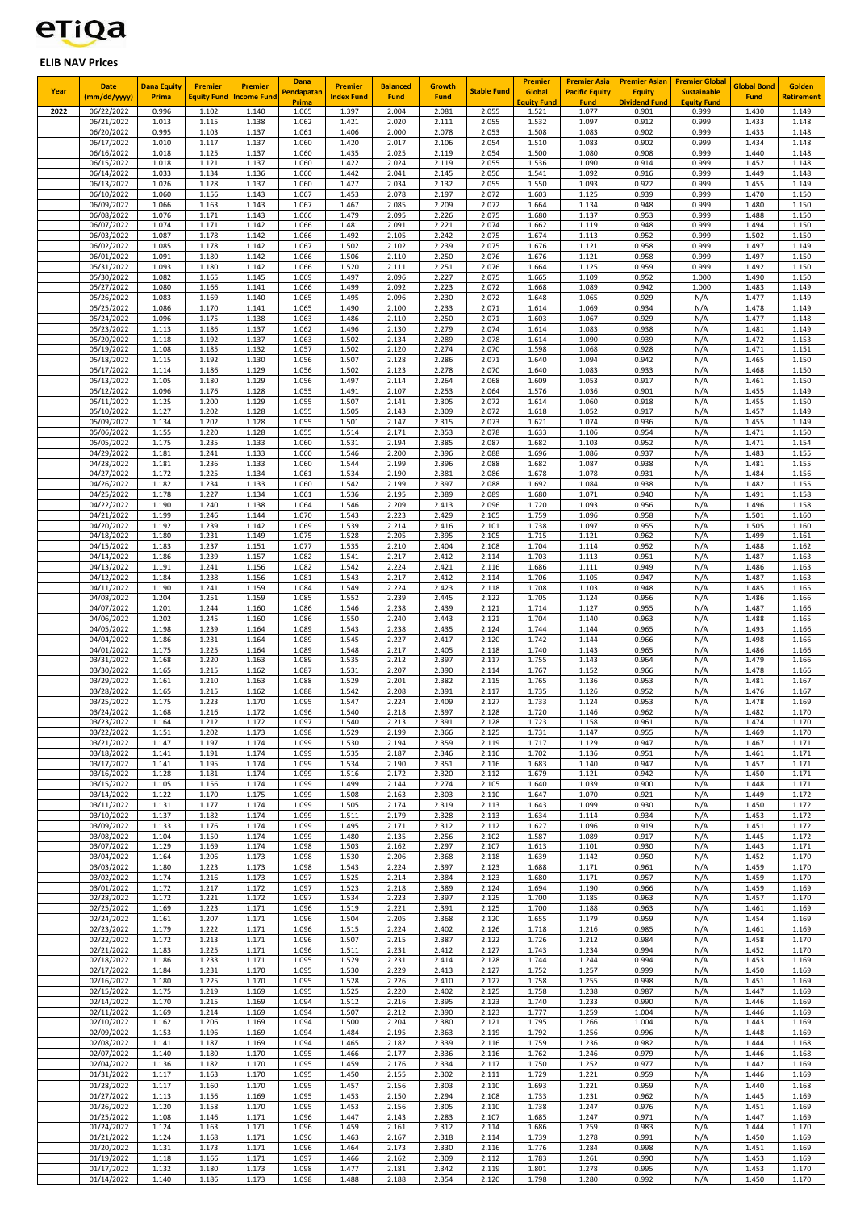# ELIB NAV Prices

| Year | Date (mm/dd/yyyy) | Dana Equity Prima | Premier Equity Fund | Premier Income Fund | Dana Pendapatan Prima | Premier Index Fund | Balanced Fund | Growth Fund | Stable Fund | Premier Global Equity Fund | Premier Asia Pacific Equity Fund | Premier Asian Equity Dividend Fund | Premier Global Sustainable Equity Fund | Global Bond Fund | Golden Retirement |
|---|---|---|---|---|---|---|---|---|---|---|---|---|---|---|---|
| 2022 | 06/22/2022 | 0.996 | 1.102 | 1.140 | 1.065 | 1.397 | 2.004 | 2.081 | 2.055 | 1.521 | 1.077 | 0.901 | 0.999 | 1.430 | 1.149 |
| | 06/21/2022 | 1.013 | 1.115 | 1.138 | 1.062 | 1.421 | 2.020 | 2.111 | 2.055 | 1.532 | 1.097 | 0.912 | 0.999 | 1.433 | 1.148 |
| | 06/20/2022 | 0.995 | 1.103 | 1.137 | 1.061 | 1.406 | 2.000 | 2.078 | 2.053 | 1.508 | 1.083 | 0.902 | 0.999 | 1.433 | 1.148 |
| | 06/17/2022 | 1.010 | 1.117 | 1.137 | 1.060 | 1.420 | 2.017 | 2.106 | 2.054 | 1.510 | 1.083 | 0.902 | 0.999 | 1.434 | 1.148 |
| | 06/16/2022 | 1.018 | 1.125 | 1.137 | 1.060 | 1.435 | 2.025 | 2.119 | 2.054 | 1.500 | 1.080 | 0.908 | 0.999 | 1.440 | 1.148 |
| | 06/15/2022 | 1.018 | 1.121 | 1.137 | 1.060 | 1.422 | 2.024 | 2.119 | 2.055 | 1.536 | 1.090 | 0.914 | 0.999 | 1.452 | 1.148 |
| | 06/14/2022 | 1.033 | 1.134 | 1.136 | 1.060 | 1.442 | 2.041 | 2.145 | 2.056 | 1.541 | 1.092 | 0.916 | 0.999 | 1.449 | 1.148 |
| | 06/13/2022 | 1.026 | 1.128 | 1.137 | 1.060 | 1.427 | 2.034 | 2.132 | 2.055 | 1.550 | 1.093 | 0.922 | 0.999 | 1.455 | 1.149 |
| | 06/10/2022 | 1.060 | 1.156 | 1.143 | 1.067 | 1.453 | 2.078 | 2.197 | 2.072 | 1.603 | 1.125 | 0.939 | 0.999 | 1.470 | 1.150 |
| | 06/09/2022 | 1.066 | 1.163 | 1.143 | 1.067 | 1.467 | 2.085 | 2.209 | 2.072 | 1.664 | 1.134 | 0.948 | 0.999 | 1.480 | 1.150 |
| | 06/08/2022 | 1.076 | 1.171 | 1.143 | 1.066 | 1.479 | 2.095 | 2.226 | 2.075 | 1.680 | 1.137 | 0.953 | 0.999 | 1.488 | 1.150 |
| | 06/07/2022 | 1.074 | 1.171 | 1.142 | 1.066 | 1.481 | 2.091 | 2.221 | 2.074 | 1.662 | 1.119 | 0.948 | 0.999 | 1.494 | 1.150 |
| | 06/03/2022 | 1.087 | 1.178 | 1.142 | 1.066 | 1.492 | 2.105 | 2.242 | 2.075 | 1.674 | 1.113 | 0.952 | 0.999 | 1.502 | 1.150 |
| | 06/02/2022 | 1.085 | 1.178 | 1.142 | 1.067 | 1.502 | 2.102 | 2.239 | 2.075 | 1.676 | 1.121 | 0.958 | 0.999 | 1.497 | 1.149 |
| | 06/01/2022 | 1.091 | 1.180 | 1.142 | 1.066 | 1.506 | 2.110 | 2.250 | 2.076 | 1.676 | 1.121 | 0.958 | 0.999 | 1.497 | 1.150 |
| | 05/31/2022 | 1.093 | 1.180 | 1.142 | 1.066 | 1.520 | 2.111 | 2.251 | 2.076 | 1.664 | 1.125 | 0.959 | 0.999 | 1.492 | 1.150 |
| | 05/30/2022 | 1.082 | 1.165 | 1.145 | 1.069 | 1.497 | 2.096 | 2.227 | 2.075 | 1.665 | 1.109 | 0.952 | 1.000 | 1.490 | 1.150 |
| | 05/27/2022 | 1.080 | 1.166 | 1.141 | 1.066 | 1.499 | 2.092 | 2.223 | 2.072 | 1.668 | 1.089 | 0.942 | 1.000 | 1.483 | 1.149 |
| | 05/26/2022 | 1.083 | 1.169 | 1.140 | 1.065 | 1.495 | 2.096 | 2.230 | 2.072 | 1.648 | 1.065 | 0.929 | N/A | 1.477 | 1.149 |
| | 05/25/2022 | 1.086 | 1.170 | 1.141 | 1.065 | 1.490 | 2.100 | 2.233 | 2.071 | 1.614 | 1.069 | 0.934 | N/A | 1.478 | 1.149 |
| | 05/24/2022 | 1.096 | 1.175 | 1.138 | 1.063 | 1.486 | 2.110 | 2.250 | 2.071 | 1.603 | 1.067 | 0.929 | N/A | 1.477 | 1.148 |
| | 05/23/2022 | 1.113 | 1.186 | 1.137 | 1.062 | 1.496 | 2.130 | 2.279 | 2.074 | 1.614 | 1.083 | 0.938 | N/A | 1.481 | 1.149 |
| | 05/20/2022 | 1.118 | 1.192 | 1.137 | 1.063 | 1.502 | 2.134 | 2.289 | 2.078 | 1.614 | 1.090 | 0.939 | N/A | 1.472 | 1.153 |
| | 05/19/2022 | 1.108 | 1.185 | 1.132 | 1.057 | 1.502 | 2.120 | 2.274 | 2.070 | 1.598 | 1.068 | 0.928 | N/A | 1.471 | 1.151 |
| | 05/18/2022 | 1.115 | 1.192 | 1.130 | 1.056 | 1.507 | 2.128 | 2.286 | 2.071 | 1.640 | 1.094 | 0.942 | N/A | 1.465 | 1.150 |
| | 05/17/2022 | 1.114 | 1.186 | 1.129 | 1.056 | 1.502 | 2.123 | 2.278 | 2.070 | 1.640 | 1.083 | 0.933 | N/A | 1.468 | 1.150 |
| | 05/13/2022 | 1.105 | 1.180 | 1.129 | 1.056 | 1.497 | 2.114 | 2.264 | 2.068 | 1.609 | 1.053 | 0.917 | N/A | 1.461 | 1.150 |
| | 05/12/2022 | 1.096 | 1.176 | 1.128 | 1.055 | 1.491 | 2.107 | 2.253 | 2.064 | 1.576 | 1.036 | 0.901 | N/A | 1.455 | 1.149 |
| | 05/11/2022 | 1.125 | 1.200 | 1.129 | 1.055 | 1.507 | 2.141 | 2.305 | 2.072 | 1.614 | 1.060 | 0.918 | N/A | 1.455 | 1.150 |
| | 05/10/2022 | 1.127 | 1.202 | 1.128 | 1.055 | 1.505 | 2.143 | 2.309 | 2.072 | 1.618 | 1.052 | 0.917 | N/A | 1.457 | 1.149 |
| | 05/09/2022 | 1.134 | 1.202 | 1.128 | 1.055 | 1.501 | 2.147 | 2.315 | 2.073 | 1.621 | 1.074 | 0.936 | N/A | 1.455 | 1.149 |
| | 05/06/2022 | 1.155 | 1.220 | 1.128 | 1.055 | 1.514 | 2.171 | 2.353 | 2.078 | 1.633 | 1.106 | 0.954 | N/A | 1.471 | 1.150 |
| | 05/05/2022 | 1.175 | 1.235 | 1.133 | 1.060 | 1.531 | 2.194 | 2.385 | 2.087 | 1.682 | 1.103 | 0.952 | N/A | 1.471 | 1.154 |
| | 04/29/2022 | 1.181 | 1.241 | 1.133 | 1.060 | 1.546 | 2.200 | 2.396 | 2.088 | 1.696 | 1.086 | 0.937 | N/A | 1.483 | 1.155 |
| | 04/28/2022 | 1.181 | 1.236 | 1.133 | 1.060 | 1.544 | 2.199 | 2.396 | 2.088 | 1.682 | 1.087 | 0.938 | N/A | 1.481 | 1.155 |
| | 04/27/2022 | 1.172 | 1.225 | 1.134 | 1.061 | 1.534 | 2.190 | 2.381 | 2.086 | 1.678 | 1.078 | 0.931 | N/A | 1.484 | 1.156 |
| | 04/26/2022 | 1.182 | 1.234 | 1.133 | 1.060 | 1.542 | 2.199 | 2.397 | 2.088 | 1.692 | 1.084 | 0.938 | N/A | 1.482 | 1.155 |
| | 04/25/2022 | 1.178 | 1.227 | 1.134 | 1.061 | 1.536 | 2.195 | 2.389 | 2.089 | 1.680 | 1.071 | 0.940 | N/A | 1.491 | 1.158 |
| | 04/22/2022 | 1.190 | 1.240 | 1.138 | 1.064 | 1.546 | 2.209 | 2.413 | 2.096 | 1.720 | 1.093 | 0.956 | N/A | 1.496 | 1.158 |
| | 04/21/2022 | 1.199 | 1.246 | 1.144 | 1.070 | 1.543 | 2.223 | 2.429 | 2.105 | 1.759 | 1.096 | 0.958 | N/A | 1.501 | 1.160 |
| | 04/20/2022 | 1.192 | 1.239 | 1.142 | 1.069 | 1.539 | 2.214 | 2.416 | 2.101 | 1.738 | 1.097 | 0.955 | N/A | 1.505 | 1.160 |
| | 04/18/2022 | 1.180 | 1.231 | 1.149 | 1.075 | 1.528 | 2.205 | 2.395 | 2.105 | 1.715 | 1.121 | 0.962 | N/A | 1.499 | 1.161 |
| | 04/15/2022 | 1.183 | 1.237 | 1.151 | 1.077 | 1.535 | 2.210 | 2.404 | 2.108 | 1.704 | 1.114 | 0.952 | N/A | 1.488 | 1.162 |
| | 04/14/2022 | 1.186 | 1.239 | 1.157 | 1.082 | 1.541 | 2.217 | 2.412 | 2.114 | 1.703 | 1.113 | 0.951 | N/A | 1.487 | 1.163 |
| | 04/13/2022 | 1.191 | 1.241 | 1.156 | 1.082 | 1.542 | 2.224 | 2.421 | 2.116 | 1.686 | 1.111 | 0.949 | N/A | 1.486 | 1.163 |
| | 04/12/2022 | 1.184 | 1.238 | 1.156 | 1.081 | 1.543 | 2.217 | 2.412 | 2.114 | 1.706 | 1.105 | 0.947 | N/A | 1.487 | 1.163 |
| | 04/11/2022 | 1.190 | 1.241 | 1.159 | 1.084 | 1.549 | 2.224 | 2.423 | 2.118 | 1.708 | 1.103 | 0.948 | N/A | 1.485 | 1.165 |
| | 04/08/2022 | 1.204 | 1.251 | 1.159 | 1.085 | 1.552 | 2.239 | 2.445 | 2.122 | 1.705 | 1.124 | 0.956 | N/A | 1.486 | 1.166 |
| | 04/07/2022 | 1.201 | 1.244 | 1.160 | 1.086 | 1.546 | 2.238 | 2.439 | 2.121 | 1.714 | 1.127 | 0.955 | N/A | 1.487 | 1.166 |
| | 04/06/2022 | 1.202 | 1.245 | 1.160 | 1.086 | 1.550 | 2.240 | 2.443 | 2.121 | 1.704 | 1.140 | 0.963 | N/A | 1.488 | 1.165 |
| | 04/05/2022 | 1.198 | 1.239 | 1.164 | 1.089 | 1.543 | 2.238 | 2.435 | 2.124 | 1.744 | 1.144 | 0.965 | N/A | 1.493 | 1.166 |
| | 04/04/2022 | 1.186 | 1.231 | 1.164 | 1.089 | 1.545 | 2.227 | 2.417 | 2.120 | 1.742 | 1.144 | 0.966 | N/A | 1.498 | 1.166 |
| | 04/01/2022 | 1.175 | 1.225 | 1.164 | 1.089 | 1.548 | 2.217 | 2.405 | 2.118 | 1.740 | 1.143 | 0.965 | N/A | 1.486 | 1.166 |
| | 03/31/2022 | 1.168 | 1.220 | 1.163 | 1.089 | 1.535 | 2.212 | 2.397 | 2.117 | 1.755 | 1.143 | 0.964 | N/A | 1.479 | 1.166 |
| | 03/30/2022 | 1.165 | 1.215 | 1.162 | 1.087 | 1.531 | 2.207 | 2.390 | 2.114 | 1.767 | 1.152 | 0.966 | N/A | 1.478 | 1.166 |
| | 03/29/2022 | 1.161 | 1.210 | 1.163 | 1.088 | 1.529 | 2.201 | 2.382 | 2.115 | 1.765 | 1.136 | 0.953 | N/A | 1.481 | 1.167 |
| | 03/28/2022 | 1.165 | 1.215 | 1.162 | 1.088 | 1.542 | 2.208 | 2.391 | 2.117 | 1.735 | 1.126 | 0.952 | N/A | 1.476 | 1.167 |
| | 03/25/2022 | 1.175 | 1.223 | 1.170 | 1.095 | 1.547 | 2.224 | 2.409 | 2.127 | 1.733 | 1.124 | 0.953 | N/A | 1.478 | 1.169 |
| | 03/24/2022 | 1.168 | 1.216 | 1.172 | 1.096 | 1.540 | 2.218 | 2.397 | 2.128 | 1.720 | 1.146 | 0.962 | N/A | 1.482 | 1.170 |
| | 03/23/2022 | 1.164 | 1.212 | 1.172 | 1.097 | 1.540 | 2.213 | 2.391 | 2.128 | 1.723 | 1.158 | 0.961 | N/A | 1.474 | 1.170 |
| | 03/22/2022 | 1.151 | 1.202 | 1.173 | 1.098 | 1.529 | 2.199 | 2.366 | 2.125 | 1.731 | 1.147 | 0.955 | N/A | 1.469 | 1.170 |
| | 03/21/2022 | 1.147 | 1.197 | 1.174 | 1.099 | 1.530 | 2.194 | 2.359 | 2.119 | 1.717 | 1.129 | 0.947 | N/A | 1.467 | 1.171 |
| | 03/18/2022 | 1.141 | 1.191 | 1.174 | 1.099 | 1.535 | 2.187 | 2.346 | 2.116 | 1.702 | 1.136 | 0.951 | N/A | 1.461 | 1.171 |
| | 03/17/2022 | 1.141 | 1.195 | 1.174 | 1.099 | 1.534 | 2.190 | 2.351 | 2.116 | 1.683 | 1.140 | 0.947 | N/A | 1.457 | 1.171 |
| | 03/16/2022 | 1.128 | 1.181 | 1.174 | 1.099 | 1.516 | 2.172 | 2.320 | 2.112 | 1.679 | 1.121 | 0.942 | N/A | 1.450 | 1.171 |
| | 03/15/2022 | 1.105 | 1.156 | 1.174 | 1.099 | 1.499 | 2.144 | 2.274 | 2.105 | 1.640 | 1.039 | 0.900 | N/A | 1.448 | 1.171 |
| | 03/14/2022 | 1.122 | 1.170 | 1.175 | 1.099 | 1.508 | 2.163 | 2.303 | 2.110 | 1.647 | 1.070 | 0.921 | N/A | 1.449 | 1.172 |
| | 03/11/2022 | 1.131 | 1.177 | 1.174 | 1.099 | 1.505 | 2.174 | 2.319 | 2.113 | 1.643 | 1.099 | 0.930 | N/A | 1.450 | 1.172 |
| | 03/10/2022 | 1.137 | 1.182 | 1.174 | 1.099 | 1.511 | 2.179 | 2.328 | 2.113 | 1.634 | 1.114 | 0.934 | N/A | 1.453 | 1.172 |
| | 03/09/2022 | 1.133 | 1.176 | 1.174 | 1.099 | 1.495 | 2.171 | 2.312 | 2.112 | 1.627 | 1.096 | 0.919 | N/A | 1.451 | 1.172 |
| | 03/08/2022 | 1.104 | 1.150 | 1.174 | 1.099 | 1.480 | 2.135 | 2.256 | 2.102 | 1.587 | 1.089 | 0.917 | N/A | 1.445 | 1.172 |
| | 03/07/2022 | 1.129 | 1.169 | 1.174 | 1.098 | 1.503 | 2.162 | 2.297 | 2.107 | 1.613 | 1.101 | 0.930 | N/A | 1.443 | 1.171 |
| | 03/04/2022 | 1.164 | 1.206 | 1.173 | 1.098 | 1.530 | 2.206 | 2.368 | 2.118 | 1.639 | 1.142 | 0.950 | N/A | 1.452 | 1.170 |
| | 03/03/2022 | 1.180 | 1.223 | 1.173 | 1.098 | 1.543 | 2.224 | 2.397 | 2.123 | 1.688 | 1.171 | 0.961 | N/A | 1.459 | 1.170 |
| | 03/02/2022 | 1.174 | 1.216 | 1.173 | 1.097 | 1.525 | 2.214 | 2.384 | 2.123 | 1.680 | 1.171 | 0.957 | N/A | 1.459 | 1.170 |
| | 03/01/2022 | 1.172 | 1.217 | 1.172 | 1.097 | 1.523 | 2.218 | 2.389 | 2.124 | 1.694 | 1.190 | 0.966 | N/A | 1.459 | 1.169 |
| | 02/28/2022 | 1.172 | 1.221 | 1.172 | 1.097 | 1.534 | 2.223 | 2.397 | 2.125 | 1.700 | 1.185 | 0.963 | N/A | 1.457 | 1.170 |
| | 02/25/2022 | 1.169 | 1.223 | 1.171 | 1.096 | 1.519 | 2.221 | 2.391 | 2.125 | 1.700 | 1.188 | 0.963 | N/A | 1.461 | 1.169 |
| | 02/24/2022 | 1.161 | 1.207 | 1.171 | 1.096 | 1.504 | 2.205 | 2.368 | 2.120 | 1.655 | 1.179 | 0.959 | N/A | 1.454 | 1.169 |
| | 02/23/2022 | 1.179 | 1.222 | 1.171 | 1.096 | 1.515 | 2.224 | 2.402 | 2.126 | 1.718 | 1.216 | 0.985 | N/A | 1.461 | 1.169 |
| | 02/22/2022 | 1.172 | 1.213 | 1.171 | 1.096 | 1.507 | 2.215 | 2.387 | 2.122 | 1.726 | 1.212 | 0.984 | N/A | 1.458 | 1.170 |
| | 02/21/2022 | 1.183 | 1.225 | 1.171 | 1.096 | 1.511 | 2.231 | 2.412 | 2.127 | 1.743 | 1.234 | 0.994 | N/A | 1.452 | 1.170 |
| | 02/18/2022 | 1.186 | 1.233 | 1.171 | 1.095 | 1.529 | 2.231 | 2.414 | 2.128 | 1.744 | 1.244 | 0.994 | N/A | 1.453 | 1.169 |
| | 02/17/2022 | 1.184 | 1.231 | 1.170 | 1.095 | 1.530 | 2.229 | 2.413 | 2.127 | 1.752 | 1.257 | 0.999 | N/A | 1.450 | 1.169 |
| | 02/16/2022 | 1.180 | 1.225 | 1.170 | 1.095 | 1.528 | 2.226 | 2.410 | 2.127 | 1.758 | 1.255 | 0.998 | N/A | 1.451 | 1.169 |
| | 02/15/2022 | 1.175 | 1.219 | 1.169 | 1.095 | 1.525 | 2.220 | 2.402 | 2.125 | 1.758 | 1.238 | 0.987 | N/A | 1.447 | 1.169 |
| | 02/14/2022 | 1.170 | 1.215 | 1.169 | 1.094 | 1.512 | 2.216 | 2.395 | 2.123 | 1.740 | 1.233 | 0.990 | N/A | 1.446 | 1.169 |
| | 02/11/2022 | 1.169 | 1.214 | 1.169 | 1.094 | 1.507 | 2.212 | 2.390 | 2.123 | 1.777 | 1.259 | 1.004 | N/A | 1.446 | 1.169 |
| | 02/10/2022 | 1.162 | 1.206 | 1.169 | 1.094 | 1.500 | 2.204 | 2.380 | 2.121 | 1.795 | 1.266 | 1.004 | N/A | 1.443 | 1.169 |
| | 02/09/2022 | 1.153 | 1.196 | 1.169 | 1.094 | 1.484 | 2.195 | 2.363 | 2.119 | 1.792 | 1.256 | 0.996 | N/A | 1.448 | 1.169 |
| | 02/08/2022 | 1.141 | 1.187 | 1.169 | 1.094 | 1.465 | 2.182 | 2.339 | 2.116 | 1.759 | 1.236 | 0.982 | N/A | 1.444 | 1.168 |
| | 02/07/2022 | 1.140 | 1.180 | 1.170 | 1.095 | 1.466 | 2.177 | 2.336 | 2.116 | 1.762 | 1.246 | 0.979 | N/A | 1.446 | 1.168 |
| | 02/04/2022 | 1.136 | 1.182 | 1.170 | 1.095 | 1.459 | 2.176 | 2.334 | 2.117 | 1.750 | 1.252 | 0.977 | N/A | 1.442 | 1.169 |
| | 01/31/2022 | 1.117 | 1.163 | 1.170 | 1.095 | 1.450 | 2.155 | 2.302 | 2.111 | 1.729 | 1.221 | 0.959 | N/A | 1.446 | 1.169 |
| | 01/28/2022 | 1.117 | 1.160 | 1.170 | 1.095 | 1.457 | 2.156 | 2.303 | 2.110 | 1.693 | 1.221 | 0.959 | N/A | 1.440 | 1.168 |
| | 01/27/2022 | 1.113 | 1.156 | 1.169 | 1.095 | 1.453 | 2.150 | 2.294 | 2.108 | 1.733 | 1.231 | 0.962 | N/A | 1.445 | 1.169 |
| | 01/26/2022 | 1.120 | 1.158 | 1.170 | 1.095 | 1.453 | 2.156 | 2.305 | 2.110 | 1.738 | 1.247 | 0.976 | N/A | 1.451 | 1.169 |
| | 01/25/2022 | 1.108 | 1.146 | 1.171 | 1.096 | 1.447 | 2.143 | 2.283 | 2.107 | 1.685 | 1.247 | 0.971 | N/A | 1.447 | 1.169 |
| | 01/24/2022 | 1.124 | 1.163 | 1.171 | 1.096 | 1.459 | 2.161 | 2.312 | 2.114 | 1.686 | 1.259 | 0.983 | N/A | 1.444 | 1.170 |
| | 01/21/2022 | 1.124 | 1.168 | 1.171 | 1.096 | 1.463 | 2.167 | 2.318 | 2.114 | 1.739 | 1.278 | 0.991 | N/A | 1.450 | 1.169 |
| | 01/20/2022 | 1.131 | 1.173 | 1.171 | 1.096 | 1.464 | 2.173 | 2.330 | 2.116 | 1.776 | 1.284 | 0.998 | N/A | 1.451 | 1.169 |
| | 01/19/2022 | 1.118 | 1.166 | 1.171 | 1.097 | 1.466 | 2.162 | 2.309 | 2.112 | 1.783 | 1.261 | 0.990 | N/A | 1.453 | 1.169 |
| | 01/17/2022 | 1.132 | 1.180 | 1.173 | 1.098 | 1.477 | 2.181 | 2.342 | 2.119 | 1.801 | 1.278 | 0.995 | N/A | 1.453 | 1.170 |
| | 01/14/2022 | 1.140 | 1.186 | 1.173 | 1.098 | 1.488 | 2.188 | 2.354 | 2.120 | 1.798 | 1.280 | 0.992 | N/A | 1.450 | 1.170 |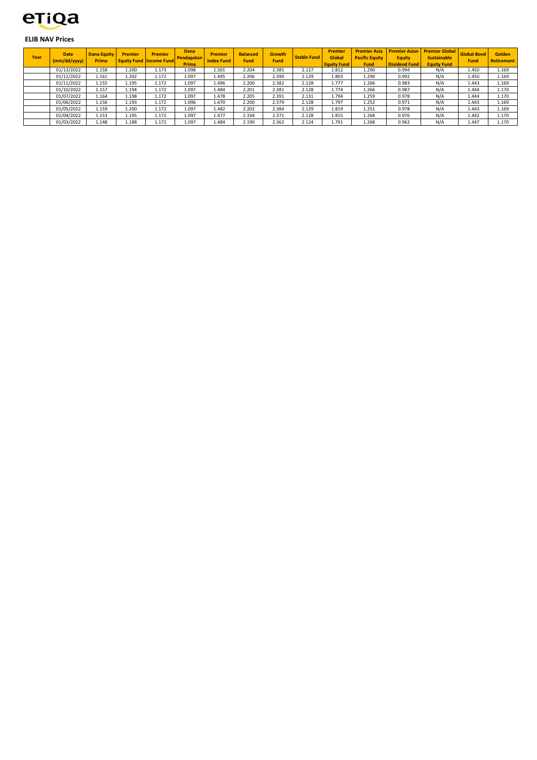eTiQa

**ELIB NAV Prices**

| Year | Date (mm/dd/yyyy) | Dana Equity Prima | Premier Equity Fund | Premier Income Fund | Dana Pendapatan Prima | Premier Index Fund | Balanced Fund | Growth Fund | Stable Fund | Premier Global Equity Fund | Premier Asia Pacific Equity Fund | Premier Asian Equity Dividend Fund | Premier Global Sustainable Equity Fund | Global Bond Fund | Golden Retirement |
|---|---|---|---|---|---|---|---|---|---|---|---|---|---|---|---|
| | 01/13/2022 | 1.158 | 1.200 | 1.173 | 1.098 | 1.501 | 2.204 | 2.385 | 2.127 | 1.812 | 1.290 | 0.994 | N/A | 1.450 | 1.169 |
| | 01/12/2022 | 1.161 | 1.202 | 1.172 | 1.097 | 1.495 | 2.206 | 2.390 | 2.129 | 1.803 | 1.290 | 0.992 | N/A | 1.450 | 1.169 |
| | 01/11/2022 | 1.155 | 1.195 | 1.172 | 1.097 | 1.496 | 2.200 | 2.382 | 2.128 | 1.777 | 1.266 | 0.983 | N/A | 1.443 | 1.169 |
| | 01/10/2022 | 1.157 | 1.194 | 1.172 | 1.097 | 1.484 | 2.201 | 2.381 | 2.128 | 1.774 | 1.266 | 0.987 | N/A | 1.444 | 1.170 |
| | 01/07/2022 | 1.164 | 1.198 | 1.172 | 1.097 | 1.478 | 2.205 | 2.391 | 2.131 | 1.794 | 1.259 | 0.978 | N/A | 1.444 | 1.170 |
| | 01/06/2022 | 1.156 | 1.193 | 1.172 | 1.096 | 1.470 | 2.200 | 2.379 | 2.128 | 1.797 | 1.252 | 0.971 | N/A | 1.443 | 1.169 |
| | 01/05/2022 | 1.159 | 1.200 | 1.172 | 1.097 | 1.482 | 2.202 | 2.384 | 2.129 | 1.819 | 1.251 | 0.978 | N/A | 1.443 | 1.169 |
| | 01/04/2022 | 1.153 | 1.195 | 1.172 | 1.097 | 1.477 | 2.194 | 2.371 | 2.128 | 1.815 | 1.268 | 0.976 | N/A | 1.442 | 1.170 |
| | 01/03/2022 | 1.148 | 1.188 | 1.172 | 1.097 | 1.484 | 2.190 | 2.362 | 2.124 | 1.791 | 1.268 | 0.962 | N/A | 1.447 | 1.170 |